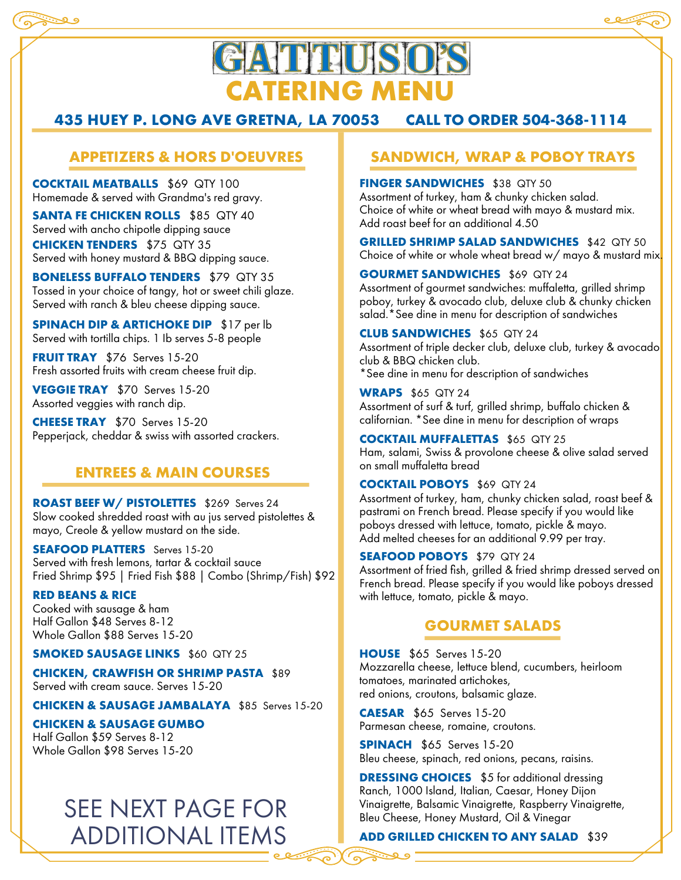# GATTUSO'S

# CATERING MENU

**435 HUEY P. LONG AVE GRETNA, LA 70053** **CALL TO ORDER 504-368-1114**

## APPETIZERS & HORS D'OEUVRES

**COCKTAIL MEATBALLS** $69 QTY 100
Homemade & served with Grandma's red gravy.

**SANTA FE CHICKEN ROLLS** $85 QTY 40
Served with ancho chipotle dipping sauce

**CHICKEN TENDERS** $75 QTY 35
Served with honey mustard & BBQ dipping sauce.

**BONELESS BUFFALO TENDERS** $79 QTY 35
Tossed in your choice of tangy, hot or sweet chili glaze.
Served with ranch & bleu cheese dipping sauce.

**SPINACH DIP & ARTICHOKE DIP** $17 per lb
Served with tortilla chips. 1 lb serves 5-8 people

**FRUIT TRAY** $76 Serves 15-20
Fresh assorted fruits with cream cheese fruit dip.

**VEGGIE TRAY** $70 Serves 15-20
Assorted veggies with ranch dip.

**CHEESE TRAY** $70 Serves 15-20
Pepperjack, cheddar & swiss with assorted crackers.

## ENTREES & MAIN COURSES

**ROAST BEEF W/ PISTOLETTES** $269 Serves 24
Slow cooked shredded roast with au jus served pistolettes & mayo, Creole & yellow mustard on the side.

**SEAFOOD PLATTERS** Serves 15-20
Served with fresh lemons, tartar & cocktail sauce
Fried Shrimp $95 | Fried Fish $88 | Combo (Shrimp/Fish) $92

**RED BEANS & RICE**
Cooked with sausage & ham
Half Gallon $48 Serves 8-12
Whole Gallon $88 Serves 15-20

**SMOKED SAUSAGE LINKS** $60 QTY 25

**CHICKEN, CRAWFISH OR SHRIMP PASTA** $89
Served with cream sauce. Serves 15-20

**CHICKEN & SAUSAGE JAMBALAYA** $85 Serves 15-20

**CHICKEN & SAUSAGE GUMBO**
Half Gallon $59 Serves 8-12
Whole Gallon $98 Serves 15-20

SEE NEXT PAGE FOR ADDITIONAL ITEMS

## SANDWICH, WRAP & POBOY TRAYS

**FINGER SANDWICHES** $38 QTY 50
Assortment of turkey, ham & chunky chicken salad.
Choice of white or wheat bread with mayo & mustard mix.
Add roast beef for an additional 4.50

**GRILLED SHRIMP SALAD SANDWICHES** $42 QTY 50
Choice of white or whole wheat bread w/ mayo & mustard mix.

**GOURMET SANDWICHES** $69 QTY 24
Assortment of gourmet sandwiches: muffaletta, grilled shrimp poboy, turkey & avocado club, deluxe club & chunky chicken salad.*See dine in menu for description of sandwiches

**CLUB SANDWICHES** $65 QTY 24
Assortment of triple decker club, deluxe club, turkey & avocado club & BBQ chicken club.
*See dine in menu for description of sandwiches

**WRAPS** $65 QTY 24
Assortment of surf & turf, grilled shrimp, buffalo chicken & californian. *See dine in menu for description of wraps

**COCKTAIL MUFFALETTAS** $65 QTY 25
Ham, salami, Swiss & provolone cheese & olive salad served on small muffaletta bread

**COCKTAIL POBOYS** $69 QTY 24
Assortment of turkey, ham, chunky chicken salad, roast beef & pastrami on French bread. Please specify if you would like poboys dressed with lettuce, tomato, pickle & mayo.
Add melted cheeses for an additional 9.99 per tray.

**SEAFOOD POBOYS** $79 QTY 24
Assortment of fried fish, grilled & fried shrimp dressed served on French bread. Please specify if you would like poboys dressed with lettuce, tomato, pickle & mayo.

## GOURMET SALADS

**HOUSE** $65 Serves 15-20
Mozzarella cheese, lettuce blend, cucumbers, heirloom tomatoes, marinated artichokes,
red onions, croutons, balsamic glaze.

**CAESAR** $65 Serves 15-20
Parmesan cheese, romaine, croutons.

**SPINACH** $65 Serves 15-20
Bleu cheese, spinach, red onions, pecans, raisins.

**DRESSING CHOICES** $5 for additional dressing
Ranch, 1000 Island, Italian, Caesar, Honey Dijon Vinaigrette, Balsamic Vinaigrette, Raspberry Vinaigrette, Bleu Cheese, Honey Mustard, Oil & Vinegar

**ADD GRILLED CHICKEN TO ANY SALAD** $39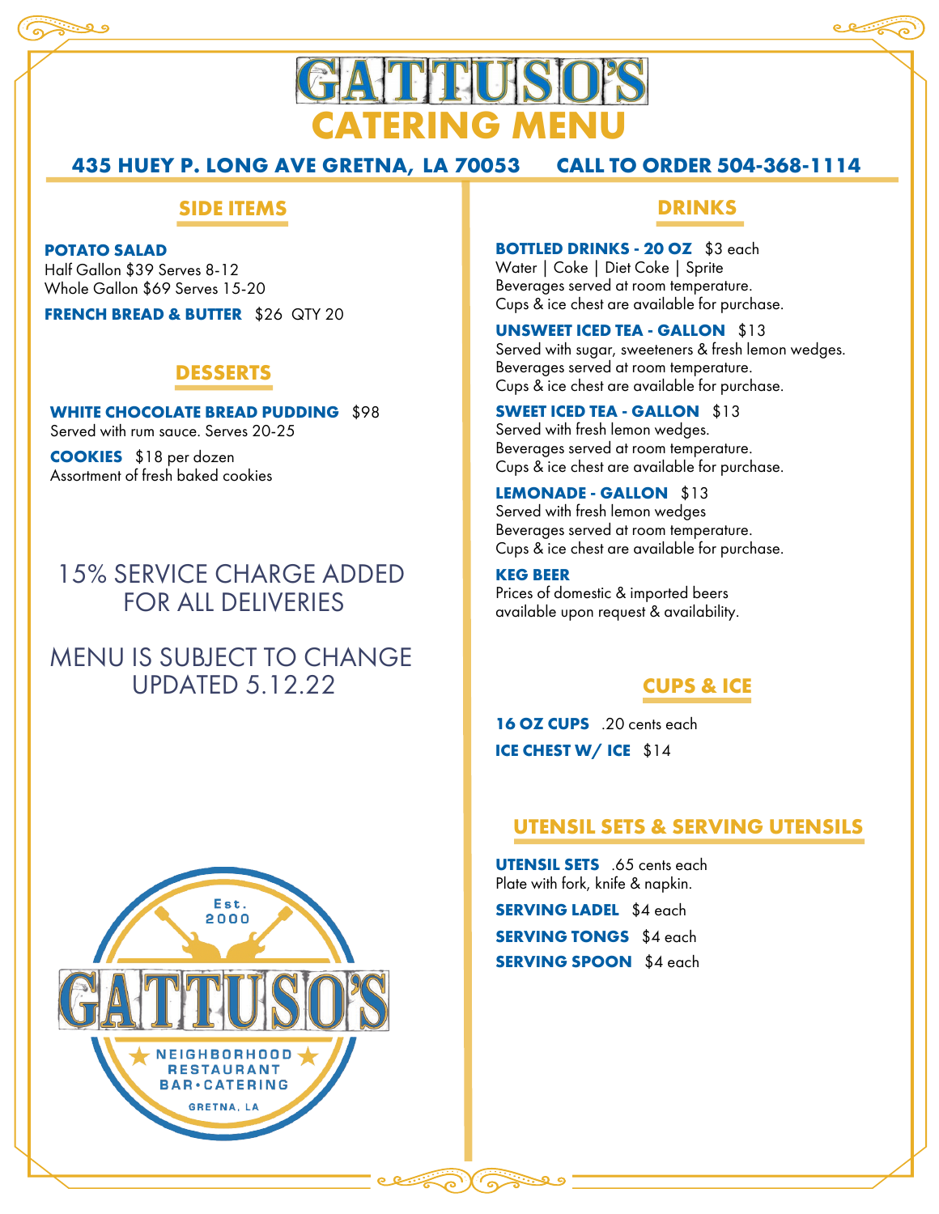# GATTUSO'S

# CATERING MENU

**435 HUEY P. LONG AVE GRETNA, LA 70053 CALL TO ORDER 504-368-1114**

## SIDE ITEMS

**POTATO SALAD**
Half Gallon $39 Serves 8-12
Whole Gallon $69 Serves 15-20

**FRENCH BREAD & BUTTER** $26 QTY 20

## DESSERTS

**WHITE CHOCOLATE BREAD PUDDING** $98
Served with rum sauce. Serves 20-25

**COOKIES** $18 per dozen
Assortment of fresh baked cookies

15% SERVICE CHARGE ADDED FOR ALL DELIVERIES

MENU IS SUBJECT TO CHANGE
UPDATED 5.12.22

Est. 2000
GATTUSO'S
NEIGHBORHOOD RESTAURANT BAR • CATERING
GRETNA, LA

## DRINKS

**BOTTLED DRINKS - 20 OZ** $3 each
Water | Coke | Diet Coke | Sprite
Beverages served at room temperature.
Cups & ice chest are available for purchase.

**UNSWEET ICED TEA - GALLON** $13
Served with sugar, sweeteners & fresh lemon wedges.
Beverages served at room temperature.
Cups & ice chest are available for purchase.

**SWEET ICED TEA - GALLON** $13
Served with fresh lemon wedges.
Beverages served at room temperature.
Cups & ice chest are available for purchase.

**LEMONADE - GALLON** $13
Served with fresh lemon wedges
Beverages served at room temperature.
Cups & ice chest are available for purchase.

**KEG BEER**
Prices of domestic & imported beers available upon request & availability.

## CUPS & ICE

**16 OZ CUPS** .20 cents each

**ICE CHEST W/ ICE** $14

## UTENSIL SETS & SERVING UTENSILS

**UTENSIL SETS** .65 cents each
Plate with fork, knife & napkin.

**SERVING LADEL** $4 each

**SERVING TONGS** $4 each

**SERVING SPOON** $4 each